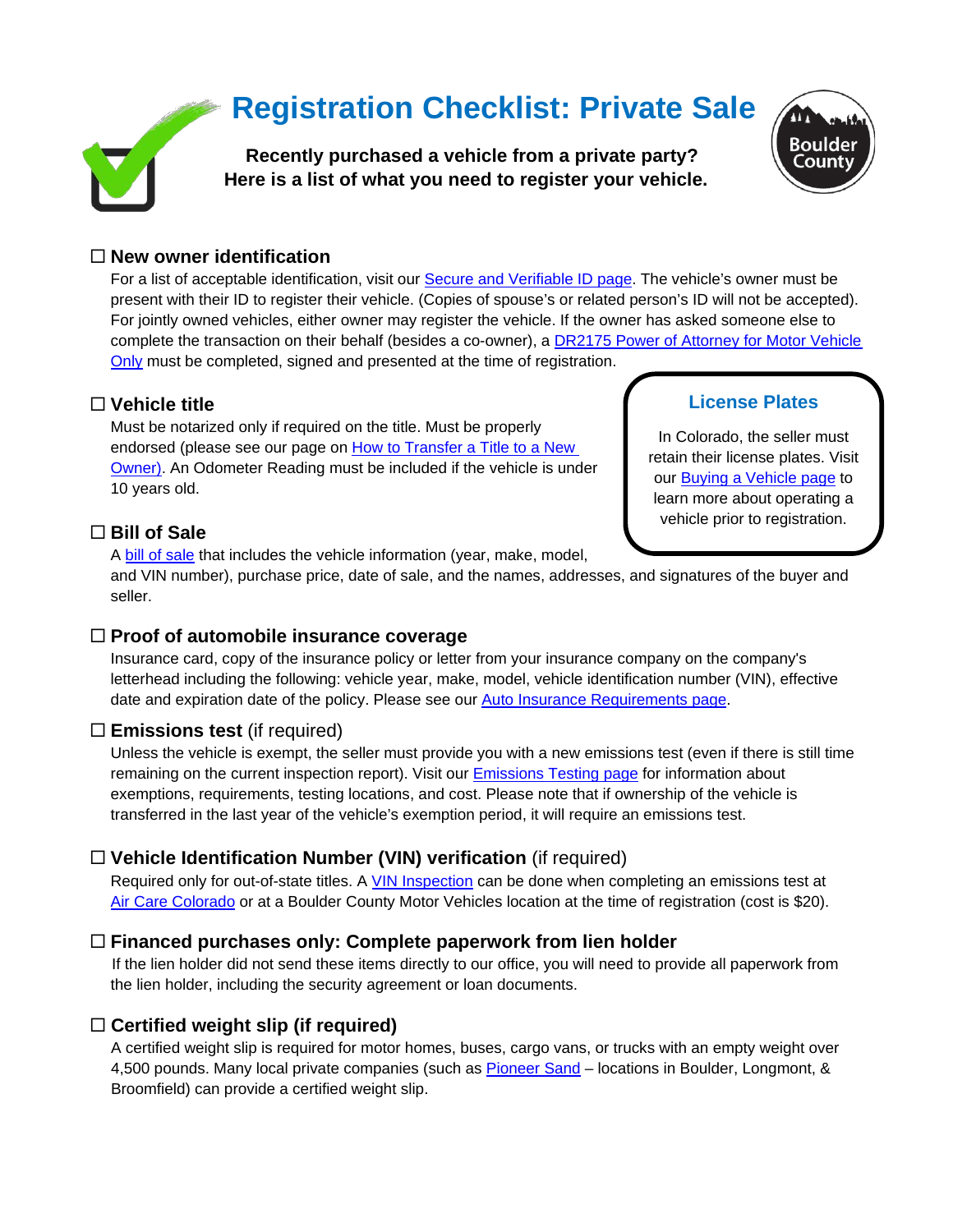# Registration Checklist: Private Sale

**Recently purchased a vehicle from a private party?**
**Here is a list of what you need to register your vehicle.**

☐ **New owner identification**

For a list of acceptable identification, visit our Secure and Verifiable ID page. The vehicle's owner must be present with their ID to register their vehicle. (Copies of spouse's or related person's ID will not be accepted). For jointly owned vehicles, either owner may register the vehicle. If the owner has asked someone else to complete the transaction on their behalf (besides a co-owner), a DR2175 Power of Attorney for Motor Vehicle Only must be completed, signed and presented at the time of registration.

☐ **Vehicle title**

Must be notarized only if required on the title. Must be properly endorsed (please see our page on How to Transfer a Title to a New Owner). An Odometer Reading must be included if the vehicle is under 10 years old.

> **License Plates**
>
> In Colorado, the seller must retain their license plates. Visit our Buying a Vehicle page to learn more about operating a vehicle prior to registration.

☐ **Bill of Sale**

A bill of sale that includes the vehicle information (year, make, model, and VIN number), purchase price, date of sale, and the names, addresses, and signatures of the buyer and seller.

☐ **Proof of automobile insurance coverage**

Insurance card, copy of the insurance policy or letter from your insurance company on the company's letterhead including the following: vehicle year, make, model, vehicle identification number (VIN), effective date and expiration date of the policy. Please see our Auto Insurance Requirements page.

☐ **Emissions test** (if required)

Unless the vehicle is exempt, the seller must provide you with a new emissions test (even if there is still time remaining on the current inspection report). Visit our Emissions Testing page for information about exemptions, requirements, testing locations, and cost. Please note that if ownership of the vehicle is transferred in the last year of the vehicle's exemption period, it will require an emissions test.

☐ **Vehicle Identification Number (VIN) verification** (if required)

Required only for out-of-state titles. A VIN Inspection can be done when completing an emissions test at Air Care Colorado or at a Boulder County Motor Vehicles location at the time of registration (cost is $20).

☐ **Financed purchases only: Complete paperwork from lien holder**

If the lien holder did not send these items directly to our office, you will need to provide all paperwork from the lien holder, including the security agreement or loan documents.

☐ **Certified weight slip (if required)**

A certified weight slip is required for motor homes, buses, cargo vans, or trucks with an empty weight over 4,500 pounds. Many local private companies (such as Pioneer Sand – locations in Boulder, Longmont, & Broomfield) can provide a certified weight slip.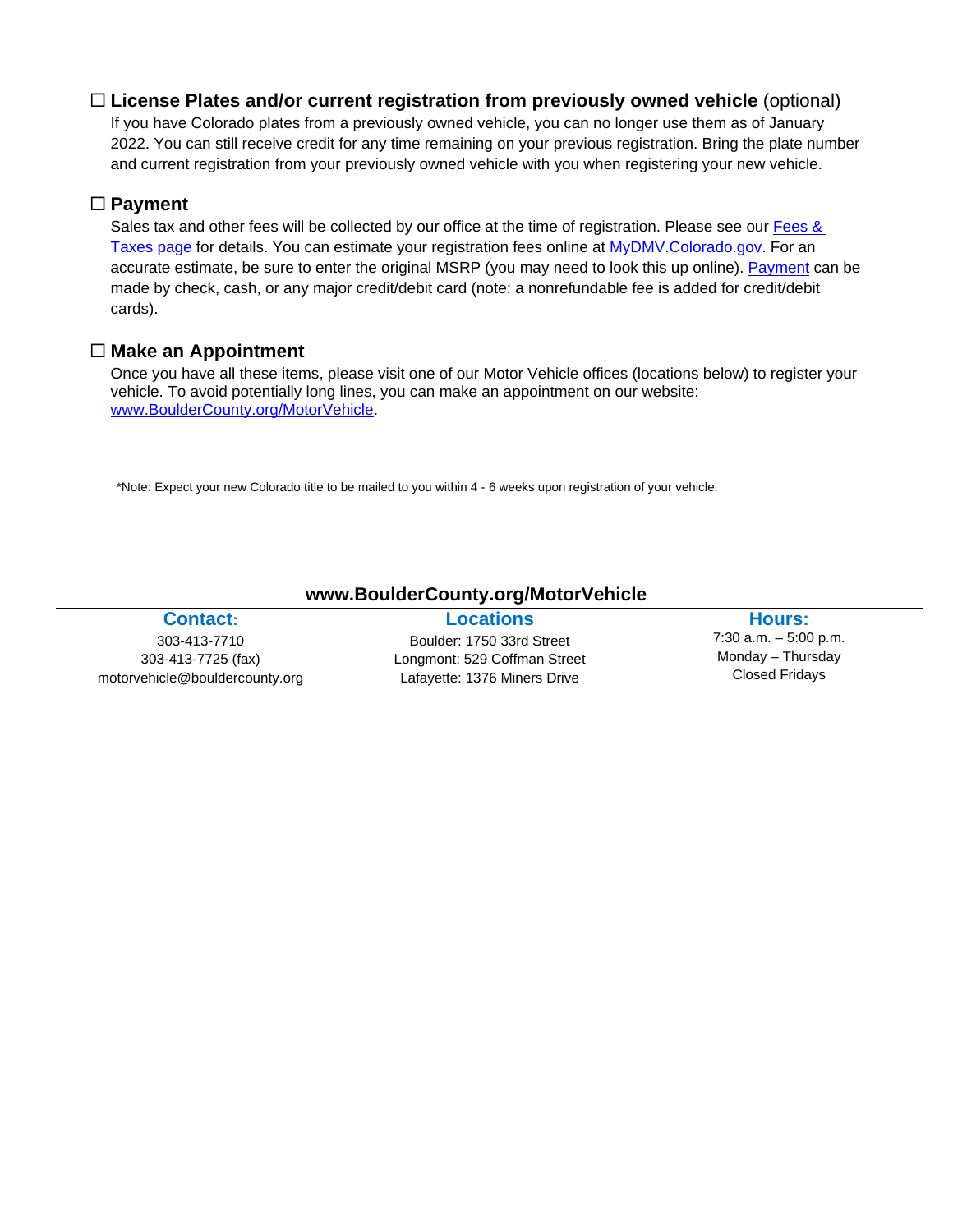☐ **License Plates and/or current registration from previously owned vehicle** (optional)

If you have Colorado plates from a previously owned vehicle, you can no longer use them as of January 2022. You can still receive credit for any time remaining on your previous registration. Bring the plate number and current registration from your previously owned vehicle with you when registering your new vehicle.

☐ **Payment**

Sales tax and other fees will be collected by our office at the time of registration. Please see our Fees & Taxes page for details. You can estimate your registration fees online at MyDMV.Colorado.gov. For an accurate estimate, be sure to enter the original MSRP (you may need to look this up online). Payment can be made by check, cash, or any major credit/debit card (note: a nonrefundable fee is added for credit/debit cards).

☐ **Make an Appointment**

Once you have all these items, please visit one of our Motor Vehicle offices (locations below) to register your vehicle. To avoid potentially long lines, you can make an appointment on our website: www.BoulderCounty.org/MotorVehicle.

*Note: Expect your new Colorado title to be mailed to you within 4 - 6 weeks upon registration of your vehicle.

**www.BoulderCounty.org/MotorVehicle**

**Contact:**

303-413-7710
303-413-7725 (fax)
motorvehicle@bouldercounty.org

**Locations**

Boulder: 1750 33rd Street
Longmont: 529 Coffman Street
Lafayette: 1376 Miners Drive

**Hours:**

7:30 a.m. – 5:00 p.m.
Monday – Thursday
Closed Fridays